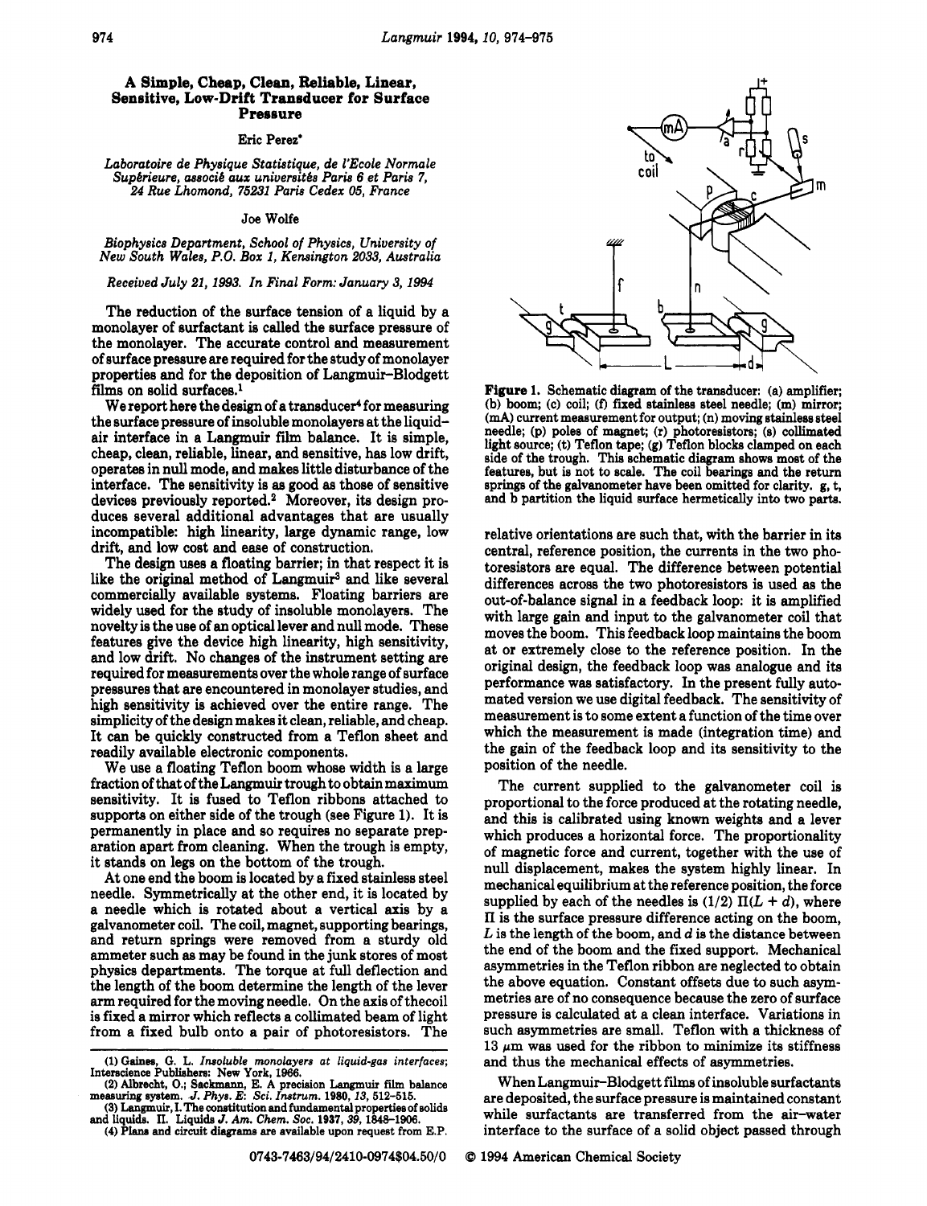# A Simple, Cheap, Clean, Reliable, Linear, Sensitive, Low-Drift Transducer for Surface Pressure

Eric Perez*

*Laboratoire de Physique Statistique, de l'Ecole Normale Supérieure, associé aux universités Paris 6 et Paris 7, 24 Rue Lhomond, 75231 Paris Cedex 05, France*

Joe Wolfe

*Biophysics Department, School of Physics, University of New South Wales, P.O. Box 1, Kensington 2033, Australia*

*Received July 21, 1993. In Final Form: January 3, 1994*

The reduction of the surface tension of a liquid by a monolayer of surfactant is called the surface pressure of the monolayer. The accurate control and measurement of surface pressure are required for the study of monolayer properties and for the deposition of Langmuir–Blodgett films on solid surfaces.[1]

We report here the design of a transducer[4] for measuring the surface pressure of insoluble monolayers at the liquid–air interface in a Langmuir film balance. It is simple, cheap, clean, reliable, linear, and sensitive, has low drift, operates in null mode, and makes little disturbance of the interface. The sensitivity is as good as those of sensitive devices previously reported.[2] Moreover, its design produces several additional advantages that are usually incompatible: high linearity, large dynamic range, low drift, and low cost and ease of construction.

The design uses a floating barrier; in that respect it is like the original method of Langmuir[3] and like several commercially available systems. Floating barriers are widely used for the study of insoluble monolayers. The novelty is the use of an optical lever and null mode. These features give the device high linearity, high sensitivity, and low drift. No changes of the instrument setting are required for measurements over the whole range of surface pressures that are encountered in monolayer studies, and high sensitivity is achieved over the entire range. The simplicity of the design makes it clean, reliable, and cheap. It can be quickly constructed from a Teflon sheet and readily available electronic components.

We use a floating Teflon boom whose width is a large fraction of that of the Langmuir trough to obtain maximum sensitivity. It is fused to Teflon ribbons attached to supports on either side of the trough (see Figure 1). It is permanently in place and so requires no separate preparation apart from cleaning. When the trough is empty, it stands on legs on the bottom of the trough.

At one end the boom is located by a fixed stainless steel needle. Symmetrically at the other end, it is located by a needle which is rotated about a vertical axis by a galvanometer coil. The coil, magnet, supporting bearings, and return springs were removed from a sturdy old ammeter such as may be found in the junk stores of most physics departments. The torque at full deflection and the length of the boom determine the length of the lever arm required for the moving needle. On the axis of the coil is fixed a mirror which reflects a collimated beam of light from a fixed bulb onto a pair of photoresistors. The relative orientations are such that, with the barrier in its central, reference position, the currents in the two photoresistors are equal. The difference between potential differences across the two photoresistors is used as the out-of-balance signal in a feedback loop: it is amplified with large gain and input to the galvanometer coil that moves the boom. This feedback loop maintains the boom at or extremely close to the reference position. In the original design, the feedback loop was analogue and its performance was satisfactory. In the present fully automated version we use digital feedback. The sensitivity of measurement is to some extent a function of the time over which the measurement is made (integration time) and the gain of the feedback loop and its sensitivity to the position of the needle.

**Figure 1.** Schematic diagram of the transducer: (a) amplifier; (b) boom; (c) coil; (f) fixed stainless steel needle; (m) mirror; (mA) current measurement for output; (n) moving stainless steel needle; (p) poles of magnet; (r) photoresistors; (s) collimated light source; (t) Teflon tape; (g) Teflon blocks clamped on each side of the trough. This schematic diagram shows most of the features, but is not to scale. The coil bearings and the return springs of the galvanometer have been omitted for clarity. g, t, and b partition the liquid surface hermetically into two parts.

The current supplied to the galvanometer coil is proportional to the force produced at the rotating needle, and this is calibrated using known weights and a lever which produces a horizontal force. The proportionality of magnetic force and current, together with the use of null displacement, makes the system highly linear. In mechanical equilibrium at the reference position, the force supplied by each of the needles is $(1/2)\,\Pi(L + d)$, where $\Pi$ is the surface pressure difference acting on the boom, $L$ is the length of the boom, and $d$ is the distance between the end of the boom and the fixed support. Mechanical asymmetries in the Teflon ribbon are neglected to obtain the above equation. Constant offsets due to such asymmetries are of no consequence because the zero of surface pressure is calculated at a clean interface. Variations in such asymmetries are small. Teflon with a thickness of 13 $\mu$m was used for the ribbon to minimize its stiffness and thus the mechanical effects of asymmetries.

When Langmuir–Blodgett films of insoluble surfactants are deposited, the surface pressure is maintained constant while surfactants are transferred from the air–water interface to the surface of a solid object passed through

(1) Gaines, G. L. *Insoluble monolayers at liquid-gas interfaces*; Interscience Publishers: New York, 1966.
(2) Albrecht, O.; Sackmann, E. A precision Langmuir film balance measuring system. *J. Phys. E: Sci. Instrum.* 1980, *13*, 512–515.
(3) Langmuir, I. The constitution and fundamental properties of solids and liquids. II. Liquids *J. Am. Chem. Soc.* 1937, *39*, 1848–1906.
(4) Plans and circuit diagrams are available upon request from E.P.

0743-7463/94/2410-0974$04.50/0 © 1994 American Chemical Society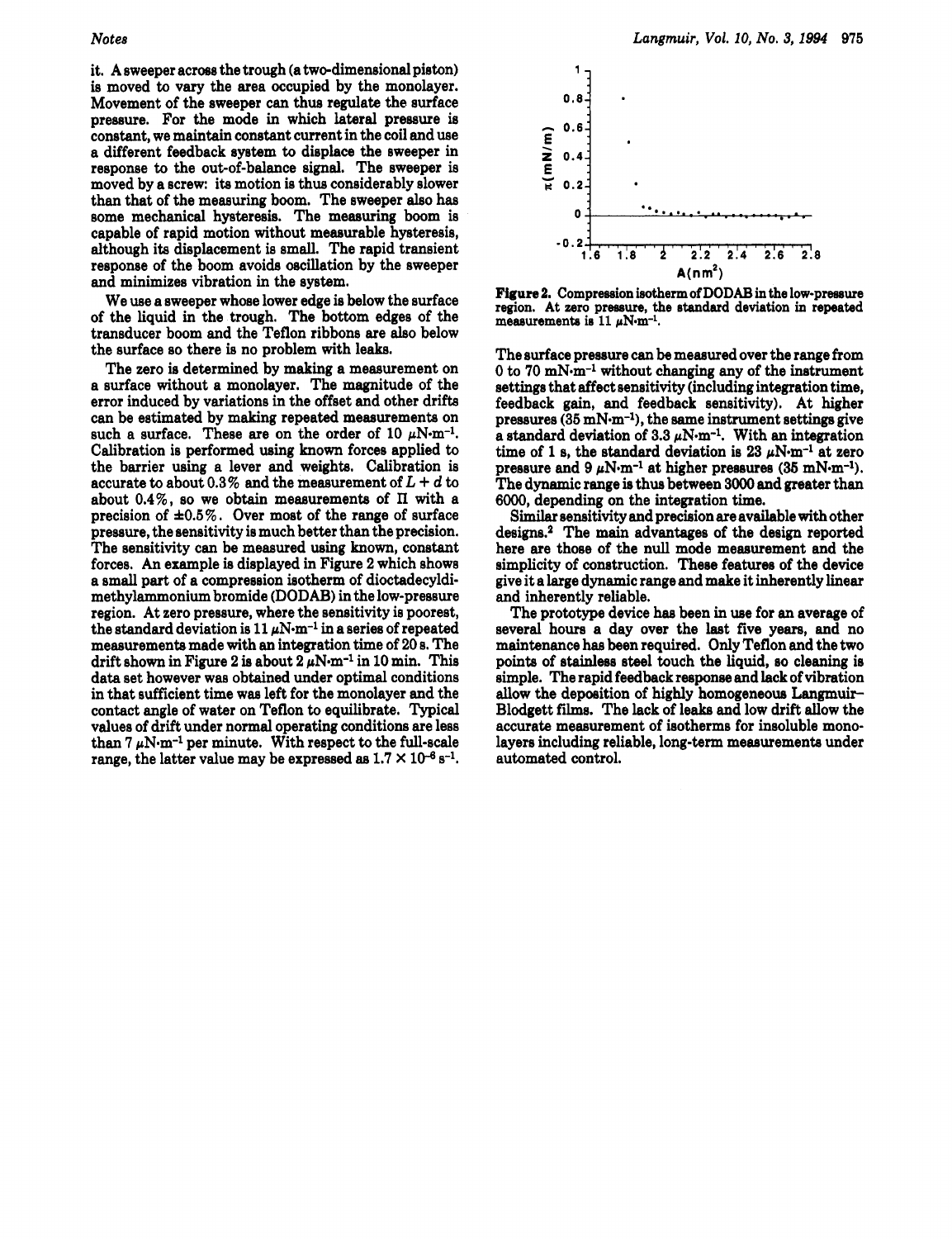it. A sweeper across the trough (a two-dimensional piston) is moved to vary the area occupied by the monolayer. Movement of the sweeper can thus regulate the surface pressure. For the mode in which lateral pressure is constant, we maintain constant current in the coil and use a different feedback system to displace the sweeper in response to the out-of-balance signal. The sweeper is moved by a screw: its motion is thus considerably slower than that of the measuring boom. The sweeper also has some mechanical hysteresis. The measuring boom is capable of rapid motion without measurable hysteresis, although its displacement is small. The rapid transient response of the boom avoids oscillation by the sweeper and minimizes vibration in the system.

We use a sweeper whose lower edge is below the surface of the liquid in the trough. The bottom edges of the transducer boom and the Teflon ribbons are also below the surface so there is no problem with leaks.

The zero is determined by making a measurement on a surface without a monolayer. The magnitude of the error induced by variations in the offset and other drifts can be estimated by making repeated measurements on such a surface. These are on the order of 10 $\mu N \cdot m^{-1}$. Calibration is performed using known forces applied to the barrier using a lever and weights. Calibration is accurate to about 0.3% and the measurement of $L + d$ to about 0.4%, so we obtain measurements of $\Pi$ with a precision of ±0.5%. Over most of the range of surface pressure, the sensitivity is much better than the precision. The sensitivity can be measured using known, constant forces. An example is displayed in Figure 2 which shows a small part of a compression isotherm of dioctadecyldimethylammonium bromide (DODAB) in the low-pressure region. At zero pressure, where the sensitivity is poorest, the standard deviation is 11 $\mu N \cdot m^{-1}$ in a series of repeated measurements made with an integration time of 20 s. The drift shown in Figure 2 is about 2 $\mu N \cdot m^{-1}$ in 10 min. This data set however was obtained under optimal conditions in that sufficient time was left for the monolayer and the contact angle of water on Teflon to equilibrate. Typical values of drift under normal operating conditions are less than 7 $\mu N \cdot m^{-1}$ per minute. With respect to the full-scale range, the latter value may be expressed as $1.7 \times 10^{-6}$ $s^{-1}$.

π (mN/m)
1
0.8
0.6
0.4
0.2
0
-0.2
1.6 1.8 2 2.2 2.4 2.6 2.8
A(nm²)

**Figure 2.** Compression isotherm of DODAB in the low-pressure region. At zero pressure, the standard deviation in repeated measurements is 11 $\mu N \cdot m^{-1}$.

The surface pressure can be measured over the range from 0 to 70 $mN \cdot m^{-1}$ without changing any of the instrument settings that affect sensitivity (including integration time, feedback gain, and feedback sensitivity). At higher pressures (35 $mN \cdot m^{-1}$), the same instrument settings give a standard deviation of 3.3 $\mu N \cdot m^{-1}$. With an integration time of 1 s, the standard deviation is 23 $\mu N \cdot m^{-1}$ at zero pressure and 9 $\mu N \cdot m^{-1}$ at higher pressures (35 $mN \cdot m^{-1}$). The dynamic range is thus between 3000 and greater than 6000, depending on the integration time.

Similar sensitivity and precision are available with other designs.[2] The main advantages of the design reported here are those of the null mode measurement and the simplicity of construction. These features of the device give it a large dynamic range and make it inherently linear and inherently reliable.

The prototype device has been in use for an average of several hours a day over the last five years, and no maintenance has been required. Only Teflon and the two points of stainless steel touch the liquid, so cleaning is simple. The rapid feedback response and lack of vibration allow the deposition of highly homogeneous Langmuir–Blodgett films. The lack of leaks and low drift allow the accurate measurement of isotherms for insoluble monolayers including reliable, long-term measurements under automated control.